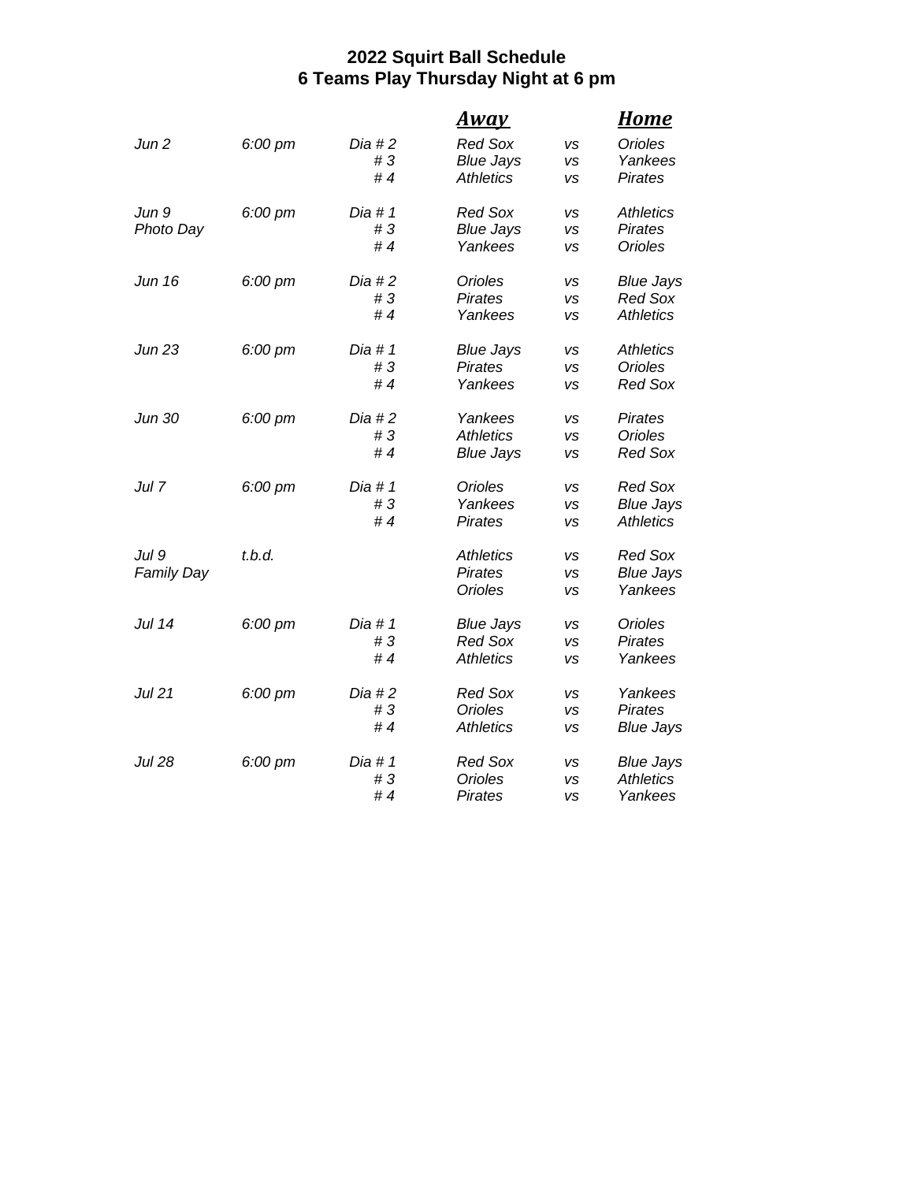**2022 Squirt Ball Schedule**
**6 Teams Play Thursday Night at 6 pm**

| Date | Time | Diamond | Away | | Home |
|---|---|---|---|---|---|
| *Jun 2* | *6:00 pm* | *Dia # 2* | *Red Sox* | *vs* | *Orioles* |
| | | *# 3* | *Blue Jays* | *vs* | *Yankees* |
| | | *# 4* | *Athletics* | *vs* | *Pirates* |
| *Jun 9* | *6:00 pm* | *Dia # 1* | *Red Sox* | *vs* | *Athletics* |
| *Photo Day* | | *# 3* | *Blue Jays* | *vs* | *Pirates* |
| | | *# 4* | *Yankees* | *vs* | *Orioles* |
| *Jun 16* | *6:00 pm* | *Dia # 2* | *Orioles* | *vs* | *Blue Jays* |
| | | *# 3* | *Pirates* | *vs* | *Red Sox* |
| | | *# 4* | *Yankees* | *vs* | *Athletics* |
| *Jun 23* | *6:00 pm* | *Dia # 1* | *Blue Jays* | *vs* | *Athletics* |
| | | *# 3* | *Pirates* | *vs* | *Orioles* |
| | | *# 4* | *Yankees* | *vs* | *Red Sox* |
| *Jun 30* | *6:00 pm* | *Dia # 2* | *Yankees* | *vs* | *Pirates* |
| | | *# 3* | *Athletics* | *vs* | *Orioles* |
| | | *# 4* | *Blue Jays* | *vs* | *Red Sox* |
| *Jul 7* | *6:00 pm* | *Dia # 1* | *Orioles* | *vs* | *Red Sox* |
| | | *# 3* | *Yankees* | *vs* | *Blue Jays* |
| | | *# 4* | *Pirates* | *vs* | *Athletics* |
| *Jul 9* | *t.b.d.* | | *Athletics* | *vs* | *Red Sox* |
| *Family Day* | | | *Pirates* | *vs* | *Blue Jays* |
| | | | *Orioles* | *vs* | *Yankees* |
| *Jul 14* | *6:00 pm* | *Dia # 1* | *Blue Jays* | *vs* | *Orioles* |
| | | *# 3* | *Red Sox* | *vs* | *Pirates* |
| | | *# 4* | *Athletics* | *vs* | *Yankees* |
| *Jul 21* | *6:00 pm* | *Dia # 2* | *Red Sox* | *vs* | *Yankees* |
| | | *# 3* | *Orioles* | *vs* | *Pirates* |
| | | *# 4* | *Athletics* | *vs* | *Blue Jays* |
| *Jul 28* | *6:00 pm* | *Dia # 1* | *Red Sox* | *vs* | *Blue Jays* |
| | | *# 3* | *Orioles* | *vs* | *Athletics* |
| | | *# 4* | *Pirates* | *vs* | *Yankees* |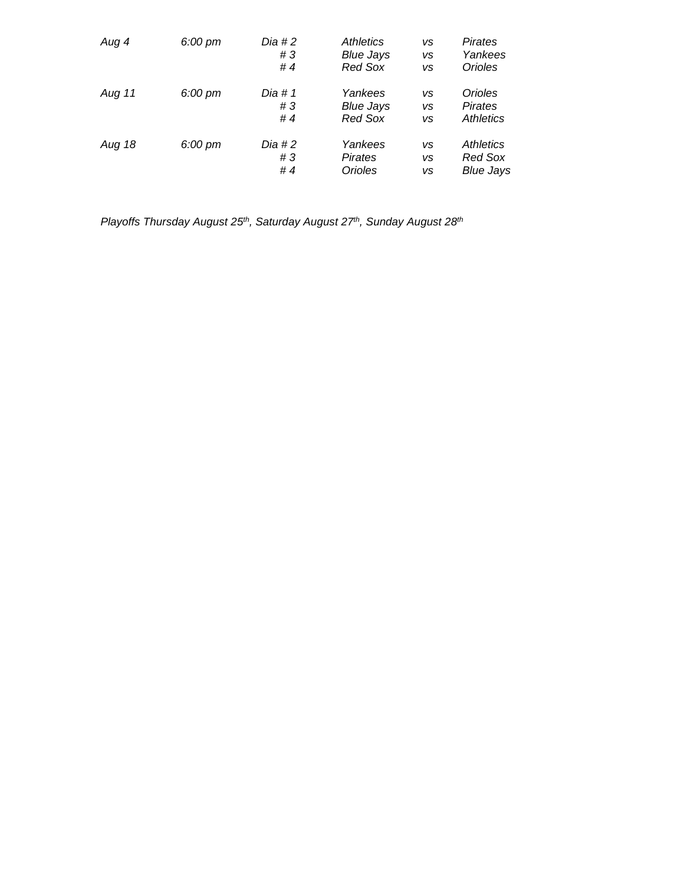| | | | | | |
|---|---|---|---|---|---|
| *Aug 4* | *6:00 pm* | *Dia # 2* | *Athletics* | *vs* | *Pirates* |
| | | *# 3* | *Blue Jays* | *vs* | *Yankees* |
| | | *# 4* | *Red Sox* | *vs* | *Orioles* |
| *Aug 11* | *6:00 pm* | *Dia # 1* | *Yankees* | *vs* | *Orioles* |
| | | *# 3* | *Blue Jays* | *vs* | *Pirates* |
| | | *# 4* | *Red Sox* | *vs* | *Athletics* |
| *Aug 18* | *6:00 pm* | *Dia # 2* | *Yankees* | *vs* | *Athletics* |
| | | *# 3* | *Pirates* | *vs* | *Red Sox* |
| | | *# 4* | *Orioles* | *vs* | *Blue Jays* |

*Playoffs Thursday August 25th, Saturday August 27th, Sunday August 28th*